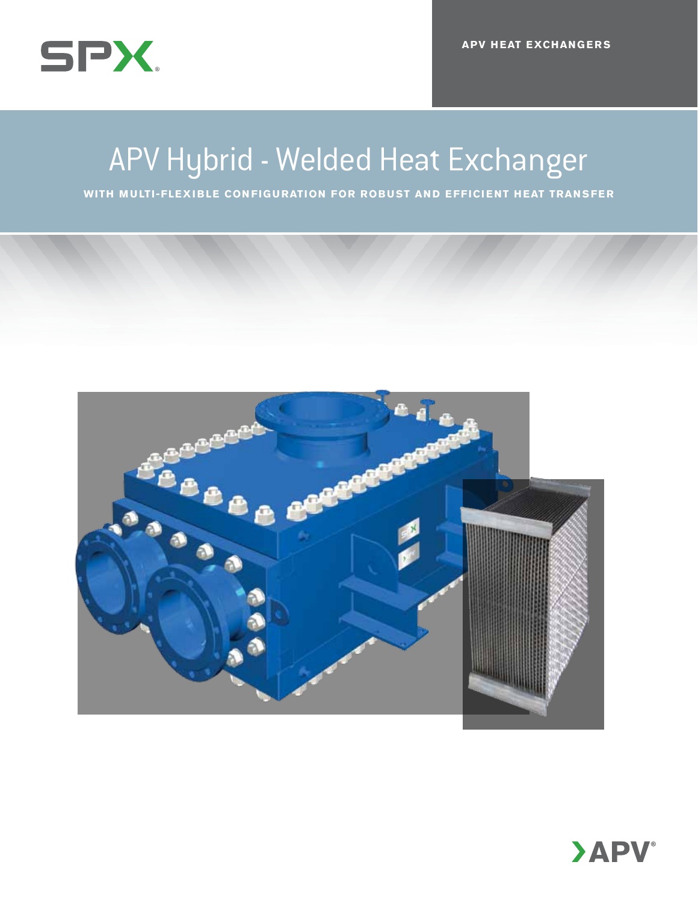SPX

APV HEAT EXCHANGERS

# APV Hybrid - Welded Heat Exchanger

**WITH MULTI-FLEXIBLE CONFIGURATION FOR ROBUST AND EFFICIENT HEAT TRANSFER**

APV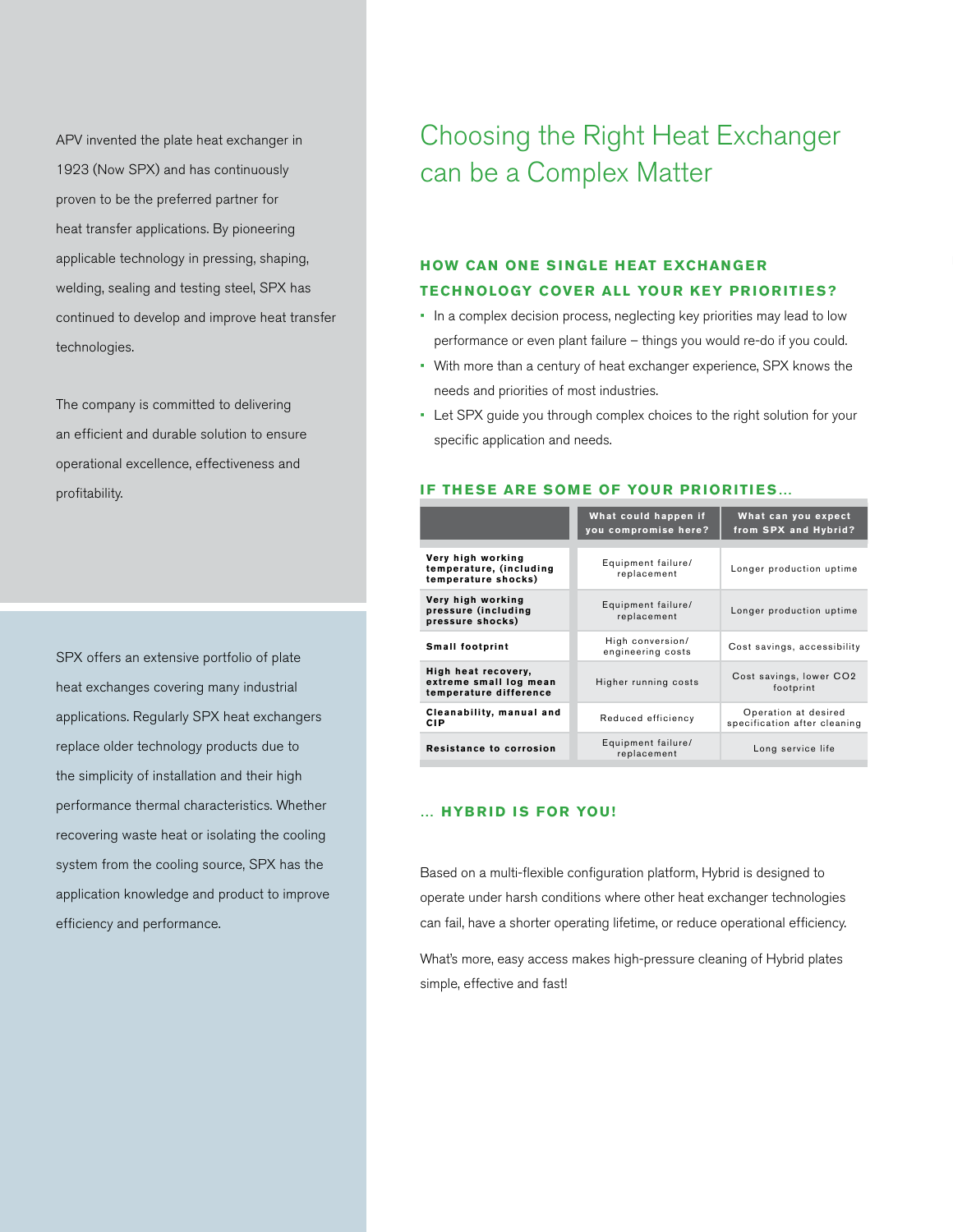APV invented the plate heat exchanger in 1923 (Now SPX) and has continuously proven to be the preferred partner for heat transfer applications. By pioneering applicable technology in pressing, shaping, welding, sealing and testing steel, SPX has continued to develop and improve heat transfer technologies.

The company is committed to delivering an efficient and durable solution to ensure operational excellence, effectiveness and profitability.

SPX offers an extensive portfolio of plate heat exchanges covering many industrial applications. Regularly SPX heat exchangers replace older technology products due to the simplicity of installation and their high performance thermal characteristics. Whether recovering waste heat or isolating the cooling system from the cooling source, SPX has the application knowledge and product to improve efficiency and performance.

# Choosing the Right Heat Exchanger can be a Complex Matter

### HOW CAN ONE SINGLE HEAT EXCHANGER TECHNOLOGY COVER ALL YOUR KEY PRIORITIES?

- In a complex decision process, neglecting key priorities may lead to low performance or even plant failure – things you would re-do if you could.
- With more than a century of heat exchanger experience, SPX knows the needs and priorities of most industries.
- Let SPX guide you through complex choices to the right solution for your specific application and needs.

### IF THESE ARE SOME OF YOUR PRIORITIES...

| | What could happen if you compromise here? | What can you expect from SPX and Hybrid? |
|---|---|---|
| **Very high working temperature, (including temperature shocks)** | Equipment failure/ replacement | Longer production uptime |
| **Very high working pressure (including pressure shocks)** | Equipment failure/ replacement | Longer production uptime |
| **Small footprint** | High conversion/ engineering costs | Cost savings, accessibility |
| **High heat recovery, extreme small log mean temperature difference** | Higher running costs | Cost savings, lower CO2 footprint |
| **Cleanability, manual and CIP** | Reduced efficiency | Operation at desired specification after cleaning |
| **Resistance to corrosion** | Equipment failure/ replacement | Long service life |

### ... HYBRID IS FOR YOU!

Based on a multi-flexible configuration platform, Hybrid is designed to operate under harsh conditions where other heat exchanger technologies can fail, have a shorter operating lifetime, or reduce operational efficiency.

What's more, easy access makes high-pressure cleaning of Hybrid plates simple, effective and fast!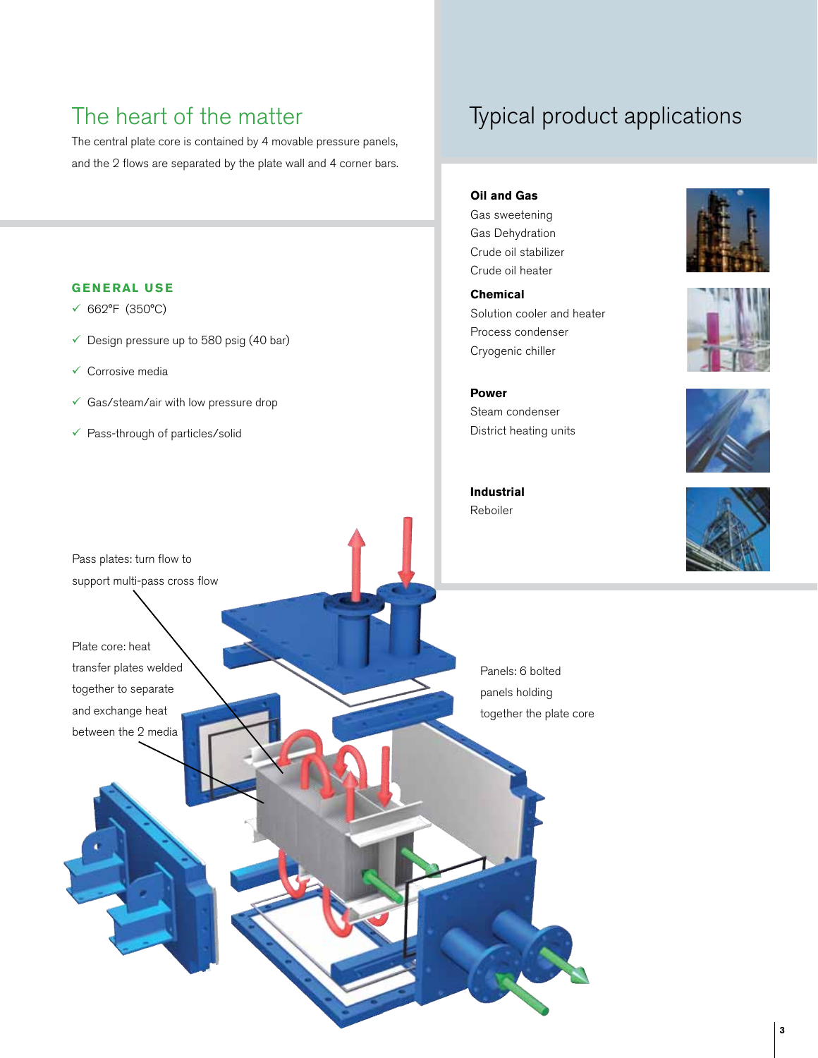## The heart of the matter

The central plate core is contained by 4 movable pressure panels, and the 2 flows are separated by the plate wall and 4 corner bars.

### GENERAL USE

- ✓ 662°F (350°C)
- ✓ Design pressure up to 580 psig (40 bar)
- ✓ Corrosive media
- ✓ Gas/steam/air with low pressure drop
- ✓ Pass-through of particles/solid

Pass plates: turn flow to support multi-pass cross flow

Plate core: heat transfer plates welded together to separate and exchange heat between the 2 media

Panels: 6 bolted panels holding together the plate core

## Typical product applications

**Oil and Gas**
Gas sweetening
Gas Dehydration
Crude oil stabilizer
Crude oil heater

**Chemical**
Solution cooler and heater
Process condenser
Cryogenic chiller

**Power**
Steam condenser
District heating units

**Industrial**
Reboiler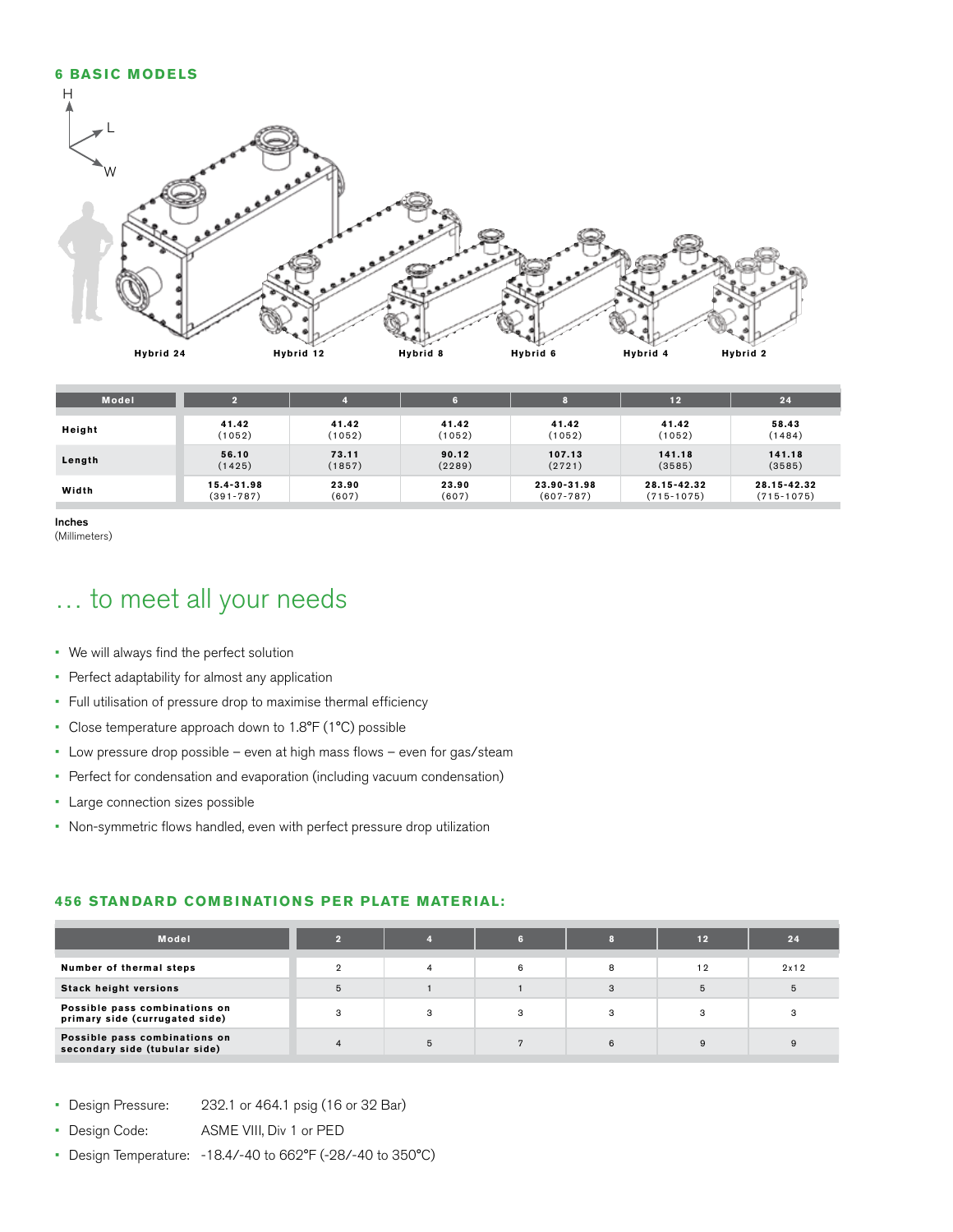## 6 BASIC MODELS

| Model | 2 | 4 | 6 | 8 | 12 | 24 |
|---|---|---|---|---|---|---|
| Height | 41.42 (1052) | 41.42 (1052) | 41.42 (1052) | 41.42 (1052) | 41.42 (1052) | 58.43 (1484) |
| Length | 56.10 (1425) | 73.11 (1857) | 90.12 (2289) | 107.13 (2721) | 141.18 (3585) | 141.18 (3585) |
| Width | 15.4-31.98 (391-787) | 23.90 (607) | 23.90 (607) | 23.90-31.98 (607-787) | 28.15-42.32 (715-1075) | 28.15-42.32 (715-1075) |

Inches
(Millimeters)

# … to meet all your needs

- We will always find the perfect solution
- Perfect adaptability for almost any application
- Full utilisation of pressure drop to maximise thermal efficiency
- Close temperature approach down to 1.8°F (1°C) possible
- Low pressure drop possible – even at high mass flows – even for gas/steam
- Perfect for condensation and evaporation (including vacuum condensation)
- Large connection sizes possible
- Non-symmetric flows handled, even with perfect pressure drop utilization

## 456 STANDARD COMBINATIONS PER PLATE MATERIAL:

| Model | 2 | 4 | 6 | 8 | 12 | 24 |
|---|---|---|---|---|---|---|
| Number of thermal steps | 2 | 4 | 6 | 8 | 12 | 2x12 |
| Stack height versions | 5 | 1 | 1 | 3 | 5 | 5 |
| Possible pass combinations on primary side (currugated side) | 3 | 3 | 3 | 3 | 3 | 3 |
| Possible pass combinations on secondary side (tubular side) | 4 | 5 | 7 | 6 | 9 | 9 |

- Design Pressure: 232.1 or 464.1 psig (16 or 32 Bar)
- Design Code: ASME VIII, Div 1 or PED
- Design Temperature: -18.4/-40 to 662°F (-28/-40 to 350°C)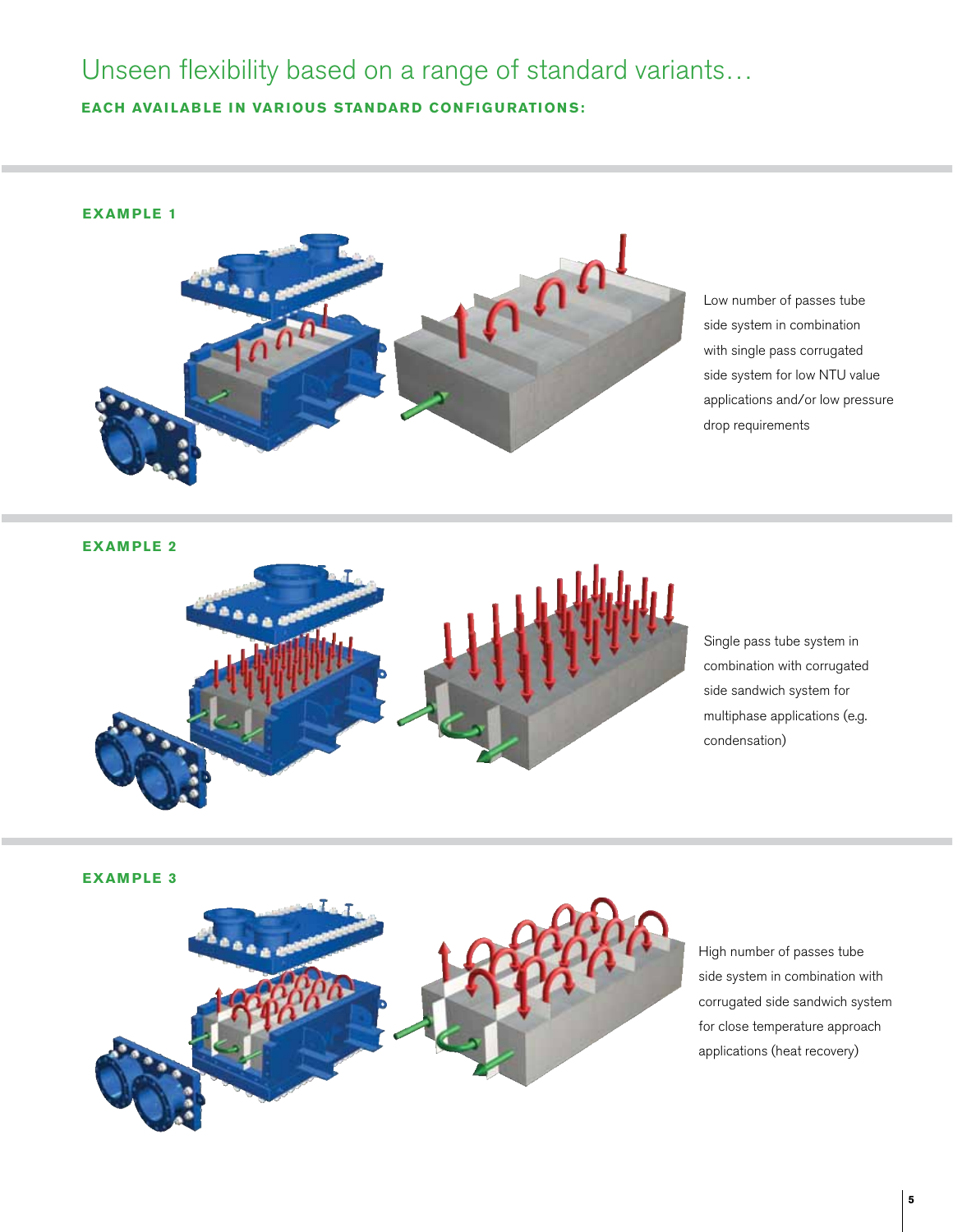# Unseen flexibility based on a range of standard variants…

**EACH AVAILABLE IN VARIOUS STANDARD CONFIGURATIONS:**

## EXAMPLE 1

Low number of passes tube side system in combination with single pass corrugated side system for low NTU value applications and/or low pressure drop requirements

## EXAMPLE 2

Single pass tube system in combination with corrugated side sandwich system for multiphase applications (e.g. condensation)

## EXAMPLE 3

High number of passes tube side system in combination with corrugated side sandwich system for close temperature approach applications (heat recovery)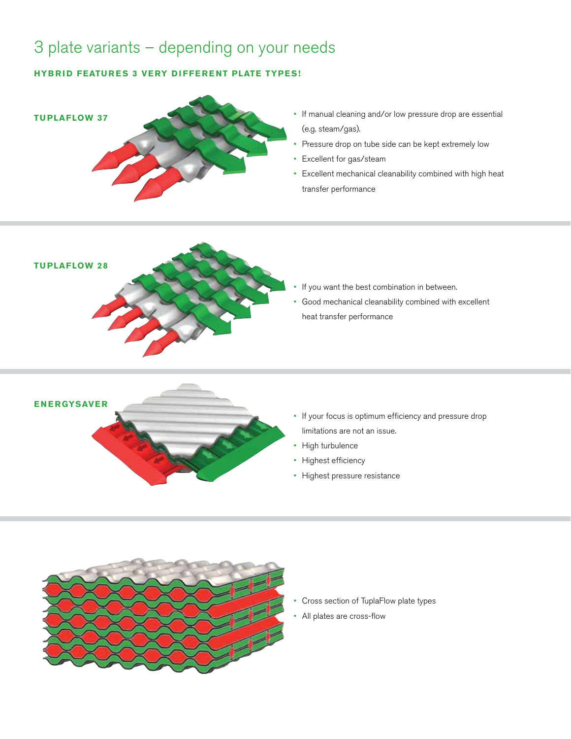# 3 plate variants – depending on your needs

**HYBRID FEATURES 3 VERY DIFFERENT PLATE TYPES!**

### TUPLAFLOW 37

- If manual cleaning and/or low pressure drop are essential (e.g. steam/gas).
- Pressure drop on tube side can be kept extremely low
- Excellent for gas/steam
- Excellent mechanical cleanability combined with high heat transfer performance

### TUPLAFLOW 28

- If you want the best combination in between.
- Good mechanical cleanability combined with excellent heat transfer performance

### ENERGYSAVER

- If your focus is optimum efficiency and pressure drop limitations are not an issue.
- High turbulence
- Highest efficiency
- Highest pressure resistance

- Cross section of TuplaFlow plate types
- All plates are cross-flow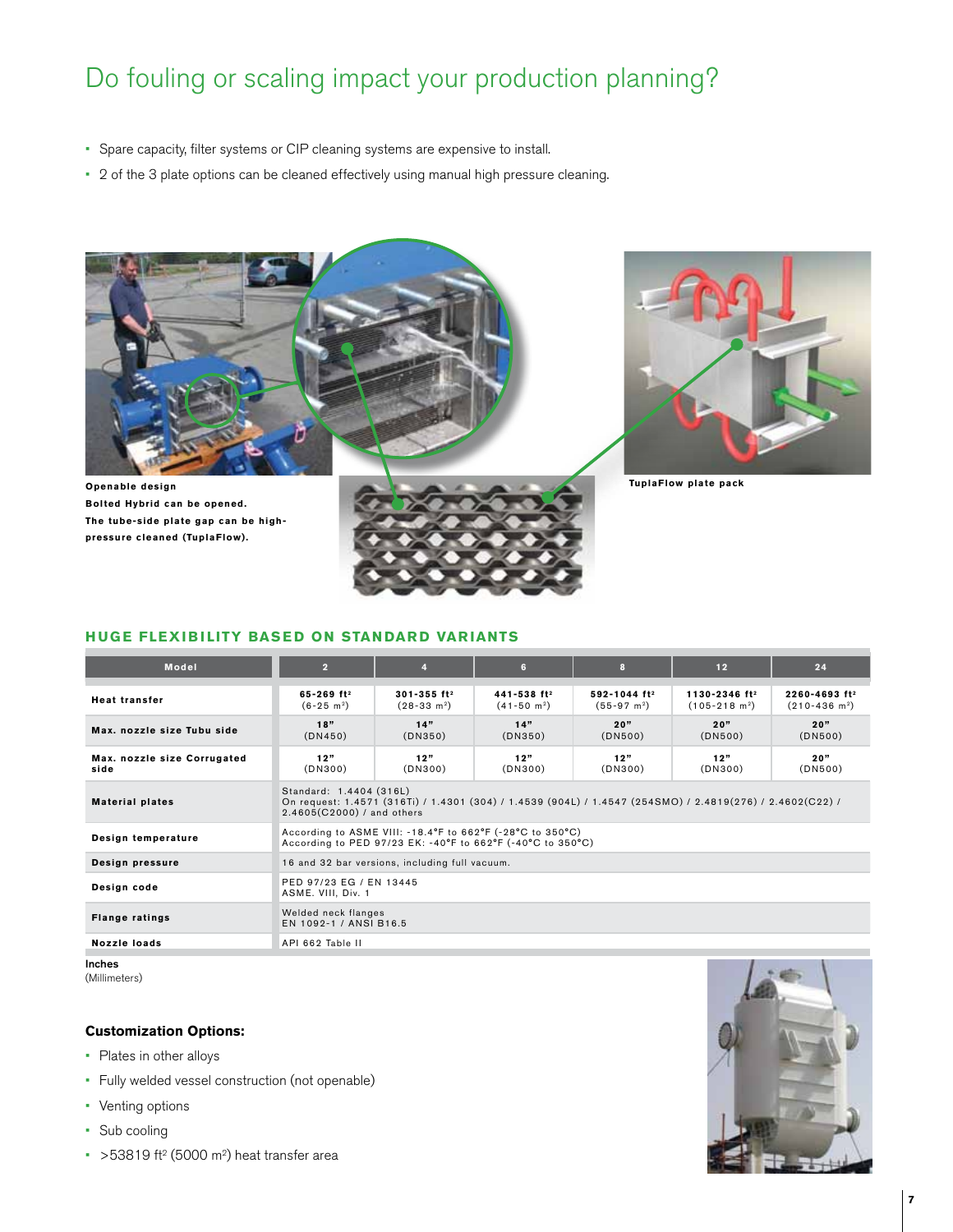# Do fouling or scaling impact your production planning?

- Spare capacity, filter systems or CIP cleaning systems are expensive to install.
- 2 of the 3 plate options can be cleaned effectively using manual high pressure cleaning.

**Openable design**
**Bolted Hybrid can be opened.**
**The tube-side plate gap can be high-pressure cleaned (TuplaFlow).**

**TuplaFlow plate pack**

## HUGE FLEXIBILITY BASED ON STANDARD VARIANTS

| Model | 2 | 4 | 6 | 8 | 12 | 24 |
|---|---|---|---|---|---|---|
| **Heat transfer** | **65-269 ft²** (6-25 m²) | **301-355 ft²** (28-33 m²) | **441-538 ft²** (41-50 m²) | **592-1044 ft²** (55-97 m²) | **1130-2346 ft²** (105-218 m²) | **2260-4693 ft²** (210-436 m²) |
| **Max. nozzle size Tubu side** | **18"** (DN450) | **14"** (DN350) | **14"** (DN350) | **20"** (DN500) | **20"** (DN500) | **20"** (DN500) |
| **Max. nozzle size Corrugated side** | **12"** (DN300) | **12"** (DN300) | **12"** (DN300) | **12"** (DN300) | **12"** (DN300) | **20"** (DN500) |
| **Material plates** | Standard: 1.4404 (316L)<br>On request: 1.4571 (316Ti) / 1.4301 (304) / 1.4539 (904L) / 1.4547 (254SMO) / 2.4819(276) / 2.4602(C22) / 2.4605(C2000) / and others | | | | | |
| **Design temperature** | According to ASME VIII: -18.4°F to 662°F (-28°C to 350°C)<br>According to PED 97/23 EK: -40°F to 662°F (-40°C to 350°C) | | | | | |
| **Design pressure** | 16 and 32 bar versions, including full vacuum. | | | | | |
| **Design code** | PED 97/23 EG / EN 13445<br>ASME. VIII, Div. 1 | | | | | |
| **Flange ratings** | Welded neck flanges<br>EN 1092-1 / ANSI B16.5 | | | | | |
| **Nozzle loads** | API 662 Table II | | | | | |

**Inches**
(Millimeters)

### Customization Options:

- Plates in other alloys
- Fully welded vessel construction (not openable)
- Venting options
- Sub cooling
- >53819 ft² (5000 m²) heat transfer area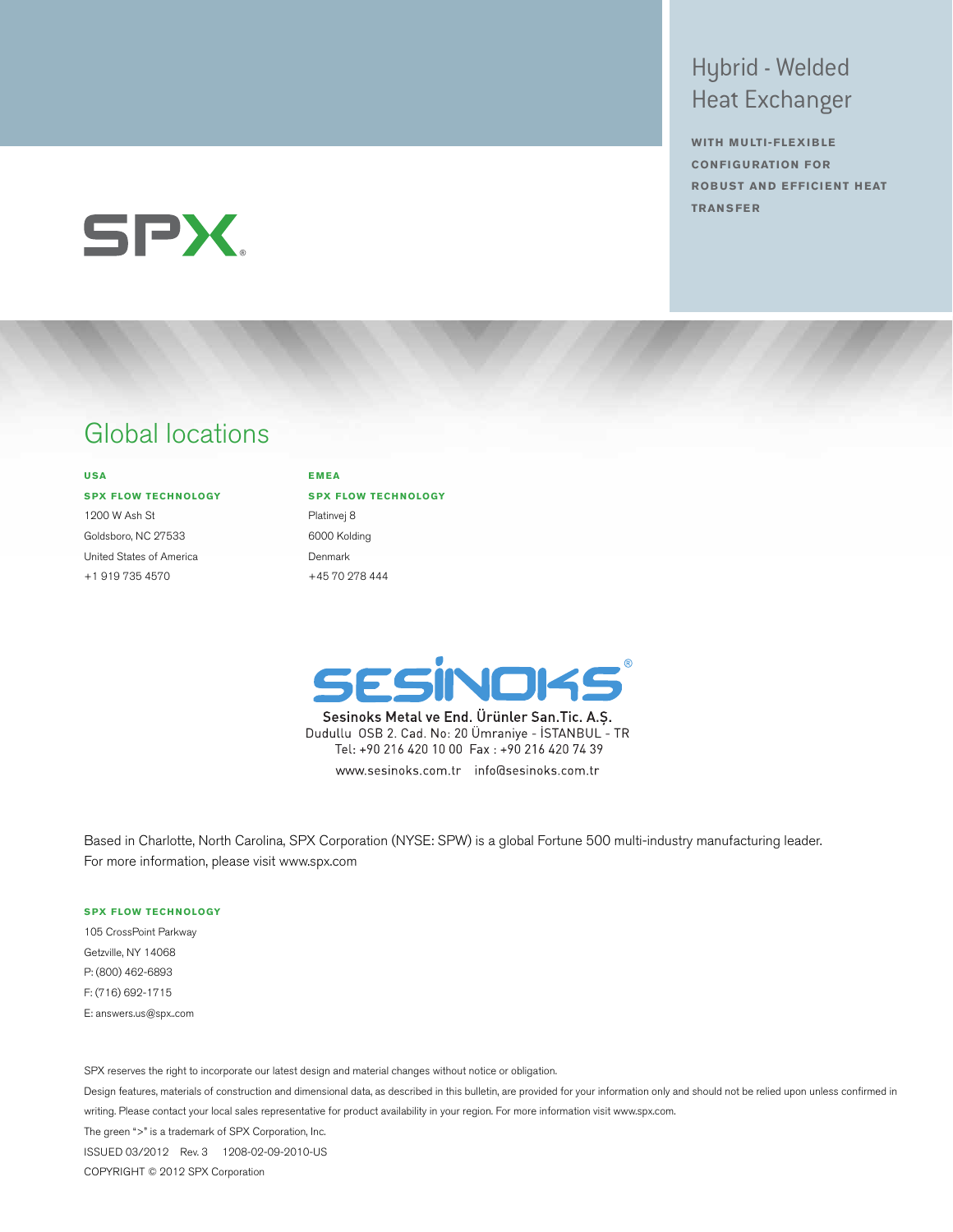# Hybrid - Welded Heat Exchanger

**WITH MULTI-FLEXIBLE CONFIGURATION FOR ROBUST AND EFFICIENT HEAT TRANSFER**

SPX

## Global locations

**USA**

**SPX FLOW TECHNOLOGY**
1200 W Ash St
Goldsboro, NC 27533
United States of America
+1 919 735 4570

**EMEA**

**SPX FLOW TECHNOLOGY**
Platinvej 8
6000 Kolding
Denmark
+45 70 278 444

SESİNOKS®

Sesinoks Metal ve End. Ürünler San.Tic. A.Ş.
Dudullu OSB 2. Cad. No: 20 Ümraniye - İSTANBUL - TR
Tel: +90 216 420 10 00 Fax : +90 216 420 74 39
www.sesinoks.com.tr info@sesinoks.com.tr

Based in Charlotte, North Carolina, SPX Corporation (NYSE: SPW) is a global Fortune 500 multi-industry manufacturing leader. For more information, please visit www.spx.com

**SPX FLOW TECHNOLOGY**
105 CrossPoint Parkway
Getzville, NY 14068
P: (800) 462-6893
F: (716) 692-1715
E: answers.us@spx..com

SPX reserves the right to incorporate our latest design and material changes without notice or obligation.

Design features, materials of construction and dimensional data, as described in this bulletin, are provided for your information only and should not be relied upon unless confirmed in writing. Please contact your local sales representative for product availability in your region. For more information visit www.spx.com.

The green ">" is a trademark of SPX Corporation, Inc.

ISSUED 03/2012 Rev. 3 1208-02-09-2010-US

COPYRIGHT © 2012 SPX Corporation